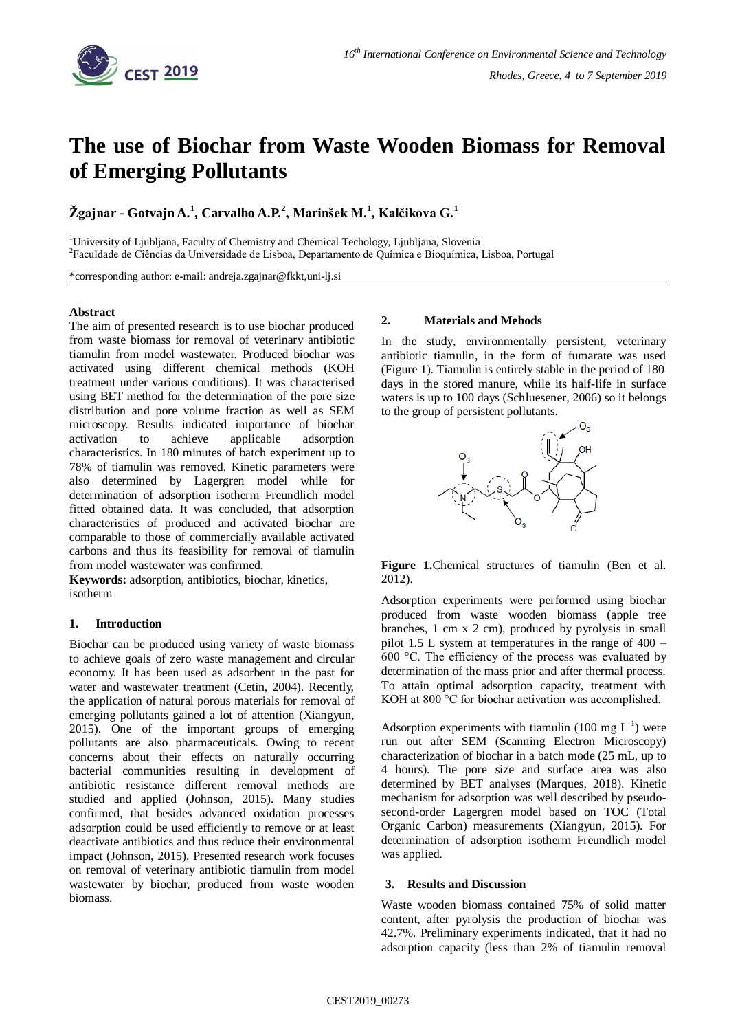# The use of Biochar from Waste Wooden Biomass for Removal of Emerging Pollutants

**Žgajnar - Gotvajn A.[1], Carvalho A.P.[2], Marinšek M.[1], Kalčikova G.[1]**

[1]University of Ljubljana, Faculty of Chemistry and Chemical Techology, Ljubljana, Slovenia
[2]Faculdade de Ciências da Universidade de Lisboa, Departamento de Química e Bioquímica, Lisboa, Portugal

*corresponding author: e-mail: andreja.zgajnar@fkkt,uni-lj.si

**Abstract**

The aim of presented research is to use biochar produced from waste biomass for removal of veterinary antibiotic tiamulin from model wastewater. Produced biochar was activated using different chemical methods (KOH treatment under various conditions). It was characterised using BET method for the determination of the pore size distribution and pore volume fraction as well as SEM microscopy. Results indicated importance of biochar activation to achieve applicable adsorption characteristics. In 180 minutes of batch experiment up to 78% of tiamulin was removed. Kinetic parameters were also determined by Lagergren model while for determination of adsorption isotherm Freundlich model fitted obtained data. It was concluded, that adsorption characteristics of produced and activated biochar are comparable to those of commercially available activated carbons and thus its feasibility for removal of tiamulin from model wastewater was confirmed.

**Keywords:** adsorption, antibiotics, biochar, kinetics, isotherm

## 1. Introduction

Biochar can be produced using variety of waste biomass to achieve goals of zero waste management and circular economy. It has been used as adsorbent in the past for water and wastewater treatment (Cetin, 2004). Recently, the application of natural porous materials for removal of emerging pollutants gained a lot of attention (Xiangyun, 2015). One of the important groups of emerging pollutants are also pharmaceuticals. Owing to recent concerns about their effects on naturally occurring bacterial communities resulting in development of antibiotic resistance different removal methods are studied and applied (Johnson, 2015). Many studies confirmed, that besides advanced oxidation processes adsorption could be used efficiently to remove or at least deactivate antibiotics and thus reduce their environmental impact (Johnson, 2015). Presented research work focuses on removal of veterinary antibiotic tiamulin from model wastewater by biochar, produced from waste wooden biomass.

## 2. Materials and Mehods

In the study, environmentally persistent, veterinary antibiotic tiamulin, in the form of fumarate was used (Figure 1). Tiamulin is entirely stable in the period of 180 days in the stored manure, while its half-life in surface waters is up to 100 days (Schluesener, 2006) so it belongs to the group of persistent pollutants.

**Figure 1.**Chemical structures of tiamulin (Ben et al. 2012).

Adsorption experiments were performed using biochar produced from waste wooden biomass (apple tree branches, 1 cm x 2 cm), produced by pyrolysis in small pilot 1.5 L system at temperatures in the range of 400 – 600 °C. The efficiency of the process was evaluated by determination of the mass prior and after thermal process. To attain optimal adsorption capacity, treatment with KOH at 800 °C for biochar activation was accomplished.

Adsorption experiments with tiamulin (100 mg $L^{-1}$) were run out after SEM (Scanning Electron Microscopy) characterization of biochar in a batch mode (25 mL, up to 4 hours). The pore size and surface area was also determined by BET analyses (Marques, 2018). Kinetic mechanism for adsorption was well described by pseudo-second-order Lagergren model based on TOC (Total Organic Carbon) measurements (Xiangyun, 2015). For determination of adsorption isotherm Freundlich model was applied.

## 3. Results and Discussion

Waste wooden biomass contained 75% of solid matter content, after pyrolysis the production of biochar was 42.7%. Preliminary experiments indicated, that it had no adsorption capacity (less than 2% of tiamulin removal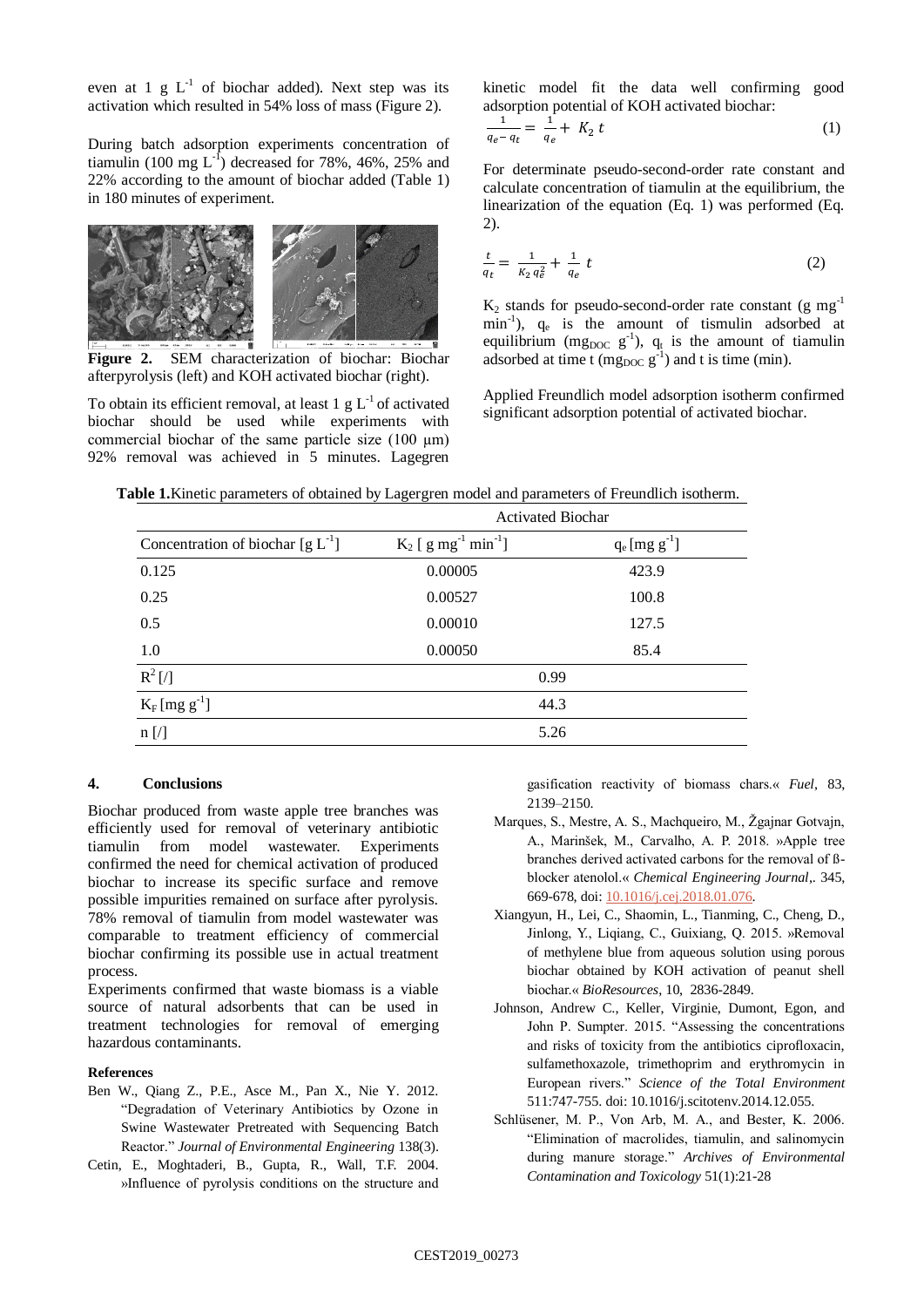even at 1 g $L^{-1}$ of biochar added). Next step was its activation which resulted in 54% loss of mass (Figure 2).

During batch adsorption experiments concentration of tiamulin (100 mg $L^{-1}$) decreased for 78%, 46%, 25% and 22% according to the amount of biochar added (Table 1) in 180 minutes of experiment.

**Figure 2.** SEM characterization of biochar: Biochar afterpyrolysis (left) and KOH activated biochar (right).

To obtain its efficient removal, at least 1 g $L^{-1}$ of activated biochar should be used while experiments with commercial biochar of the same particle size (100 μm) 92% removal was achieved in 5 minutes. Lagegren kinetic model fit the data well confirming good adsorption potential of KOH activated biochar:

$$\frac{1}{q_e - q_t} = \frac{1}{q_e} + K_2\, t \qquad (1)$$

For determinate pseudo-second-order rate constant and calculate concentration of tiamulin at the equilibrium, the linearization of the equation (Eq. 1) was performed (Eq. 2).

$$\frac{t}{q_t} = \frac{1}{K_2\, q_e^2} + \frac{1}{q_e}\, t \qquad (2)$$

$K_2$ stands for pseudo-second-order rate constant (g $mg^{-1}$ $min^{-1}$), $q_e$ is the amount of tismulin adsorbed at equilibrium ($mg_{DOC}$ $g^{-1}$), $q_t$ is the amount of tiamulin adsorbed at time t ($mg_{DOC}$ $g^{-1}$) and t is time (min).

Applied Freundlich model adsorption isotherm confirmed significant adsorption potential of activated biochar.

**Table 1.**Kinetic parameters of obtained by Lagergren model and parameters of Freundlich isotherm.

| | Activated Biochar | |
|---|---|---|
| Concentration of biochar [g $L^{-1}$] | $K_2$ [ g $mg^{-1}$ $min^{-1}$] | $q_e$ [mg $g^{-1}$] |
| 0.125 | 0.00005 | 423.9 |
| 0.25 | 0.00527 | 100.8 |
| 0.5 | 0.00010 | 127.5 |
| 1.0 | 0.00050 | 85.4 |
| $R^2$ [/] | 0.99 | |
| $K_F$ [mg $g^{-1}$] | 44.3 | |
| n [/] | 5.26 | |

## 4. Conclusions

Biochar produced from waste apple tree branches was efficiently used for removal of veterinary antibiotic tiamulin from model wastewater. Experiments confirmed the need for chemical activation of produced biochar to increase its specific surface and remove possible impurities remained on surface after pyrolysis. 78% removal of tiamulin from model wastewater was comparable to treatment efficiency of commercial biochar confirming its possible use in actual treatment process.

Experiments confirmed that waste biomass is a viable source of natural adsorbents that can be used in treatment technologies for removal of emerging hazardous contaminants.

### References

Ben W., Qiang Z., P.E., Asce M., Pan X., Nie Y. 2012. "Degradation of Veterinary Antibiotics by Ozone in Swine Wastewater Pretreated with Sequencing Batch Reactor." *Journal of Environmental Engineering* 138(3).

Cetin, E., Moghtaderi, B., Gupta, R., Wall, T.F. 2004. »Influence of pyrolysis conditions on the structure and gasification reactivity of biomass chars.« *Fuel*, 83, 2139–2150.

Marques, S., Mestre, A. S., Machqueiro, M., Žgajnar Gotvajn, A., Marinšek, M., Carvalho, A. P. 2018. »Apple tree branches derived activated carbons for the removal of ß-blocker atenolol.« *Chemical Engineering Journal*,. 345, 669-678, doi: 10.1016/j.cej.2018.01.076.

Xiangyun, H., Lei, C., Shaomin, L., Tianming, C., Cheng, D., Jinlong, Y., Liqiang, C., Guixiang, Q. 2015. »Removal of methylene blue from aqueous solution using porous biochar obtained by KOH activation of peanut shell biochar.« *BioResources*, 10, 2836-2849.

Johnson, Andrew C., Keller, Virginie, Dumont, Egon, and John P. Sumpter. 2015. "Assessing the concentrations and risks of toxicity from the antibiotics ciprofloxacin, sulfamethoxazole, trimethoprim and erythromycin in European rivers." *Science of the Total Environment* 511:747-755. doi: 10.1016/j.scitotenv.2014.12.055.

Schlüsener, M. P., Von Arb, M. A., and Bester, K. 2006. "Elimination of macrolides, tiamulin, and salinomycin during manure storage." *Archives of Environmental Contamination and Toxicology* 51(1):21-28